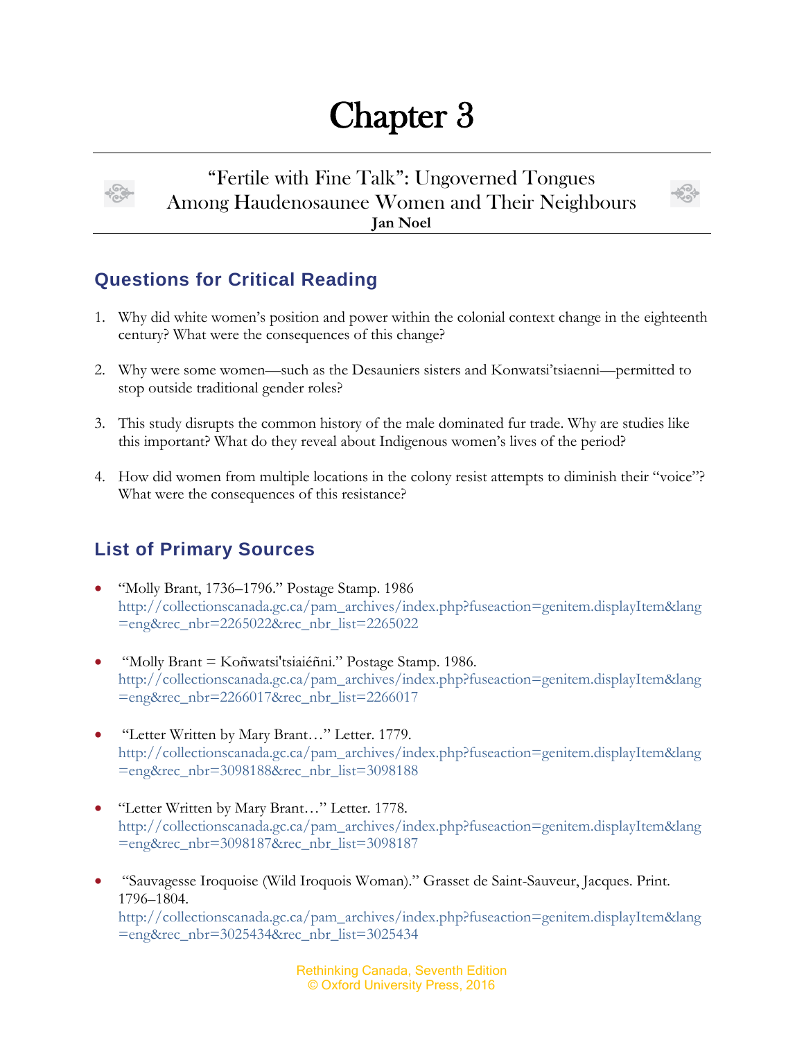# Chapter 3

## "Fertile with Fine Talk": Ungoverned Tongues Among Haudenosaunee Women and Their Neighbours

**Jan Noel**

## Questions for Critical Reading

1. Why did white women's position and power within the colonial context change in the eighteenth century? What were the consequences of this change?

2. Why were some women—such as the Desauniers sisters and Konwatsi'tsiaenni—permitted to stop outside traditional gender roles?

3. This study disrupts the common history of the male dominated fur trade. Why are studies like this important? What do they reveal about Indigenous women's lives of the period?

4. How did women from multiple locations in the colony resist attempts to diminish their "voice"? What were the consequences of this resistance?

## List of Primary Sources

- "Molly Brant, 1736–1796." Postage Stamp. 1986 http://collectionscanada.gc.ca/pam_archives/index.php?fuseaction=genitem.displayItem&lang=eng&rec_nbr=2265022&rec_nbr_list=2265022

- "Molly Brant = Koñwatsi'tsiaiéñni." Postage Stamp. 1986. http://collectionscanada.gc.ca/pam_archives/index.php?fuseaction=genitem.displayItem&lang=eng&rec_nbr=2266017&rec_nbr_list=2266017

- "Letter Written by Mary Brant…" Letter. 1779. http://collectionscanada.gc.ca/pam_archives/index.php?fuseaction=genitem.displayItem&lang=eng&rec_nbr=3098188&rec_nbr_list=3098188

- "Letter Written by Mary Brant…" Letter. 1778. http://collectionscanada.gc.ca/pam_archives/index.php?fuseaction=genitem.displayItem&lang=eng&rec_nbr=3098187&rec_nbr_list=3098187

- "Sauvagesse Iroquoise (Wild Iroquois Woman)." Grasset de Saint-Sauveur, Jacques. Print. 1796–1804. http://collectionscanada.gc.ca/pam_archives/index.php?fuseaction=genitem.displayItem&lang=eng&rec_nbr=3025434&rec_nbr_list=3025434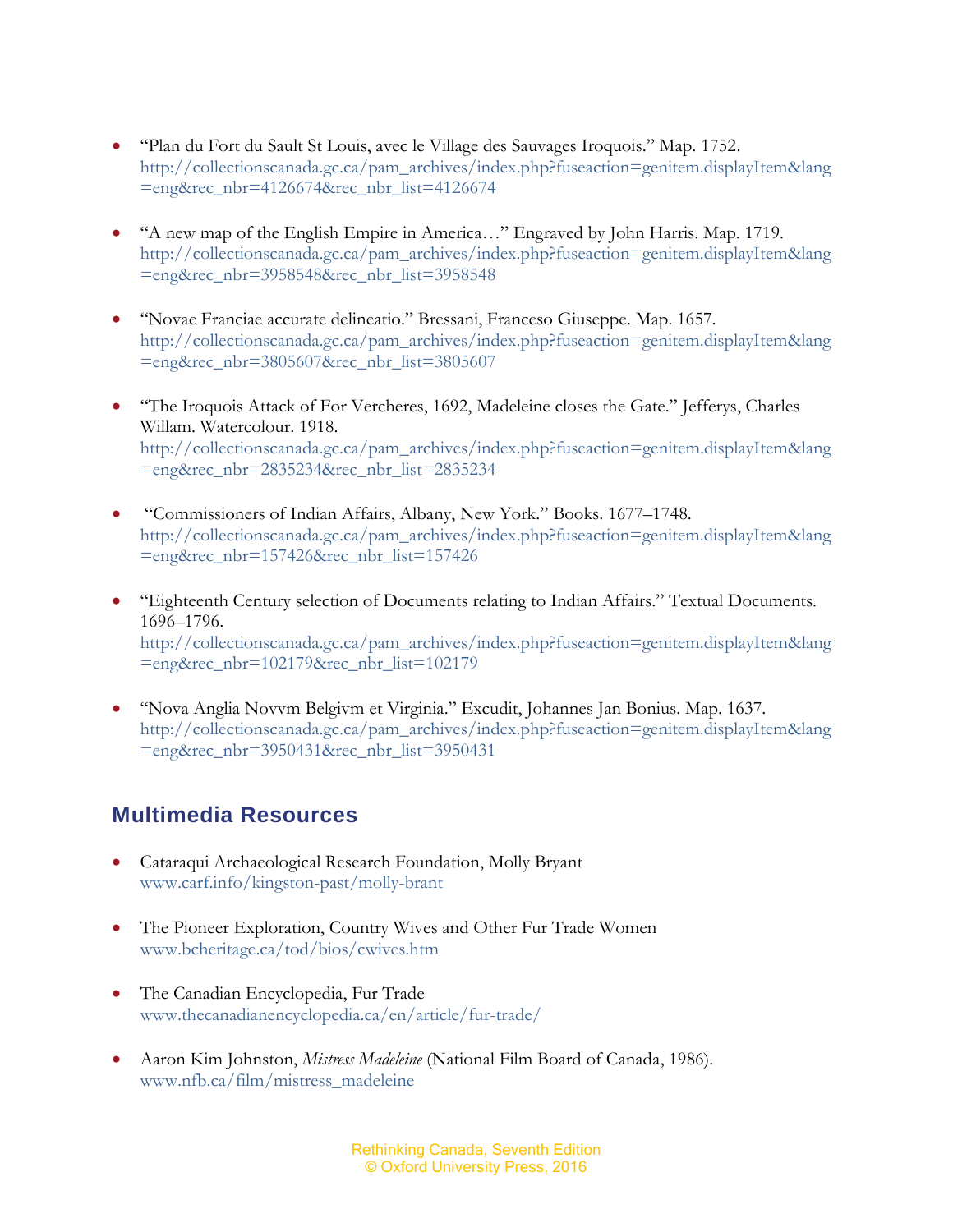- “Plan du Fort du Sault St Louis, avec le Village des Sauvages Iroquois.” Map. 1752. http://collectionscanada.gc.ca/pam_archives/index.php?fuseaction=genitem.displayItem&lang=eng&rec_nbr=4126674&rec_nbr_list=4126674

- “A new map of the English Empire in America…” Engraved by John Harris. Map. 1719. http://collectionscanada.gc.ca/pam_archives/index.php?fuseaction=genitem.displayItem&lang=eng&rec_nbr=3958548&rec_nbr_list=3958548

- “Novae Franciae accurate delineatio.” Bressani, Franceso Giuseppe. Map. 1657. http://collectionscanada.gc.ca/pam_archives/index.php?fuseaction=genitem.displayItem&lang=eng&rec_nbr=3805607&rec_nbr_list=3805607

- “The Iroquois Attack of For Vercheres, 1692, Madeleine closes the Gate.” Jefferys, Charles Willam. Watercolour. 1918. http://collectionscanada.gc.ca/pam_archives/index.php?fuseaction=genitem.displayItem&lang=eng&rec_nbr=2835234&rec_nbr_list=2835234

- “Commissioners of Indian Affairs, Albany, New York.” Books. 1677–1748. http://collectionscanada.gc.ca/pam_archives/index.php?fuseaction=genitem.displayItem&lang=eng&rec_nbr=157426&rec_nbr_list=157426

- “Eighteenth Century selection of Documents relating to Indian Affairs.” Textual Documents. 1696–1796. http://collectionscanada.gc.ca/pam_archives/index.php?fuseaction=genitem.displayItem&lang=eng&rec_nbr=102179&rec_nbr_list=102179

- “Nova Anglia Novvm Belgivm et Virginia.” Excudit, Johannes Jan Bonius. Map. 1637. http://collectionscanada.gc.ca/pam_archives/index.php?fuseaction=genitem.displayItem&lang=eng&rec_nbr=3950431&rec_nbr_list=3950431

## Multimedia Resources

- Cataraqui Archaeological Research Foundation, Molly Bryant www.carf.info/kingston-past/molly-brant

- The Pioneer Exploration, Country Wives and Other Fur Trade Women www.bcheritage.ca/tod/bios/cwives.htm

- The Canadian Encyclopedia, Fur Trade www.thecanadianencyclopedia.ca/en/article/fur-trade/

- Aaron Kim Johnston, *Mistress Madeleine* (National Film Board of Canada, 1986). www.nfb.ca/film/mistress_madeleine